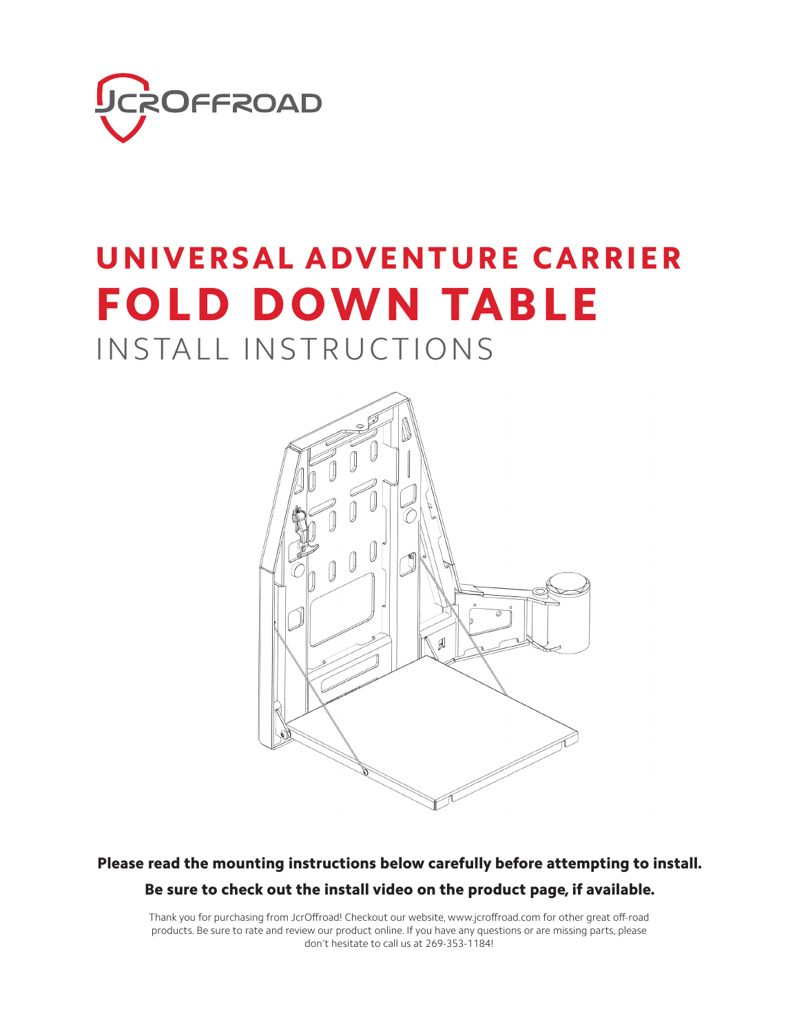JCROFFROAD

# UNIVERSAL ADVENTURE CARRIER
# FOLD DOWN TABLE
## INSTALL INSTRUCTIONS

**Please read the mounting instructions below carefully before attempting to install.**

**Be sure to check out the install video on the product page, if available.**

Thank you for purchasing from JcrOffroad! Checkout our website, www.jcroffroad.com for other great off-road products. Be sure to rate and review our product online. If you have any questions or are missing parts, please don't hesitate to call us at 269-353-1184!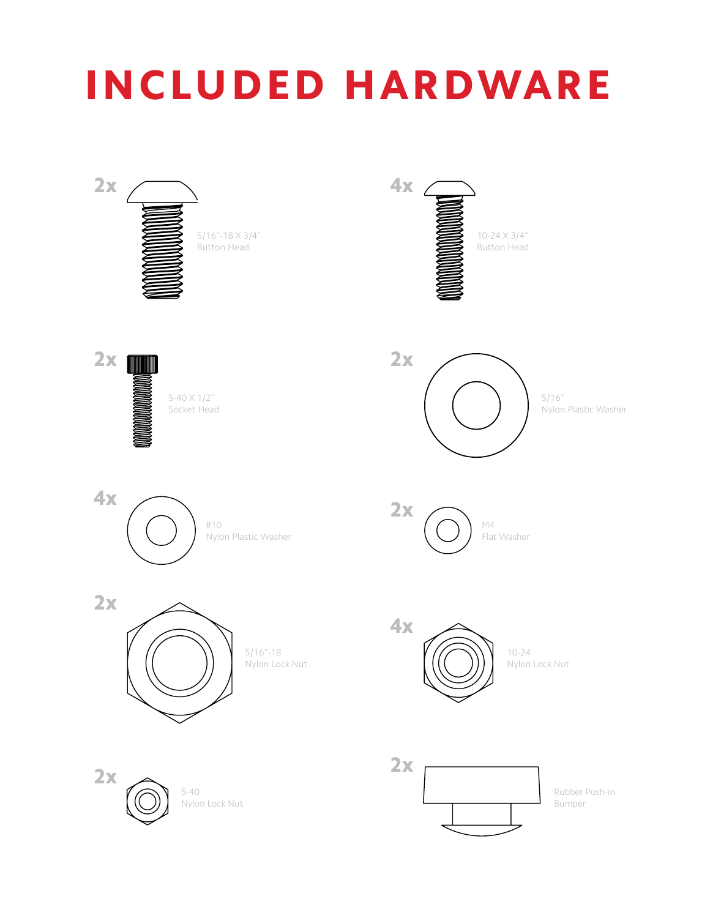# INCLUDED HARDWARE

2x
5/16"-18 X 3/4"
Button Head

4x
10-24 X 3/4"
Button Head

2x
5-40 X 1/2"
Socket Head

2x
5/16"
Nylon Plastic Washer

4x
#10
Nylon Plastic Washer

2x
M4
Flat Washer

2x
5/16"-18
Nylon Lock Nut

4x
10-24
Nylon Lock Nut

2x
5-40
Nylon Lock Nut

2x
Rubber Push-in
Bumper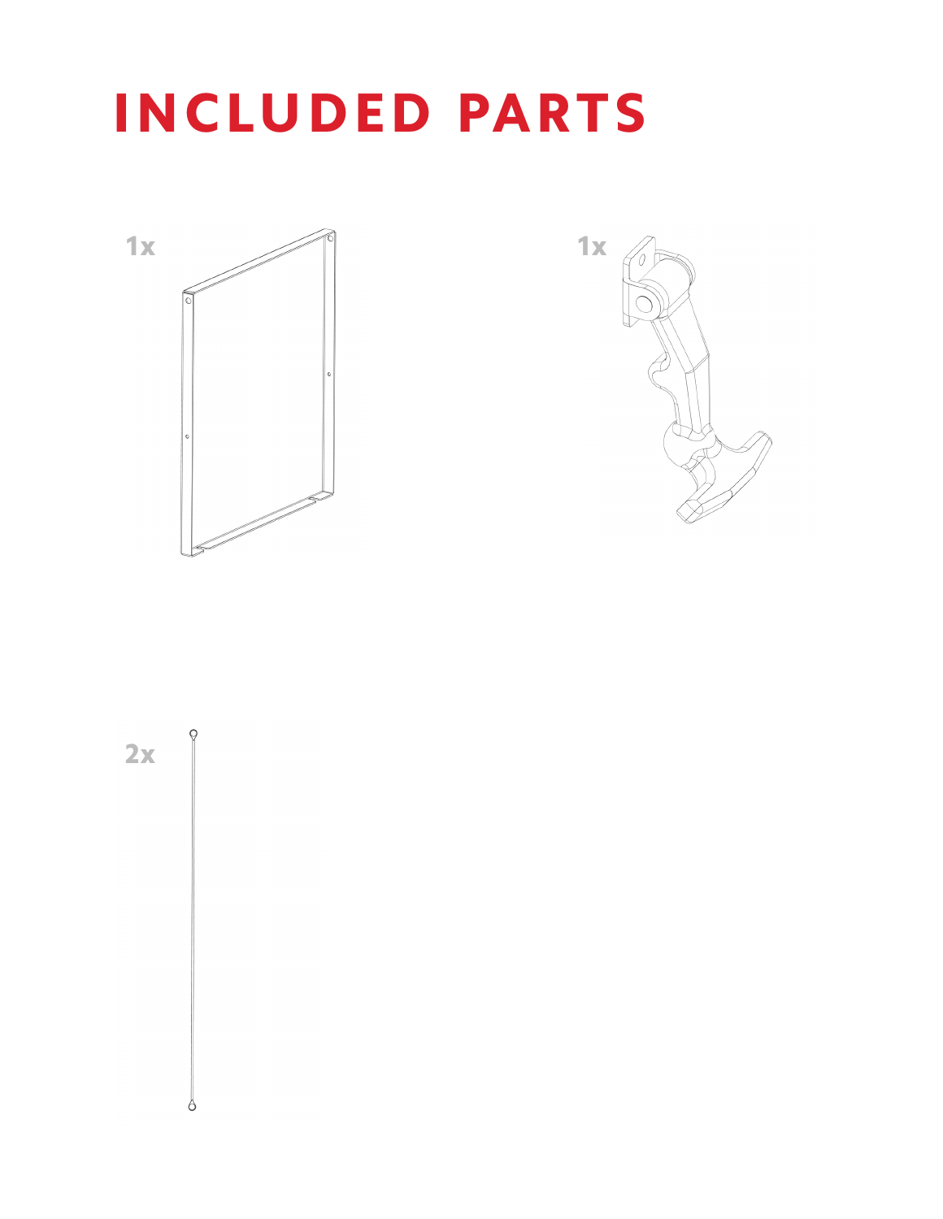# INCLUDED PARTS

1x

1x

2x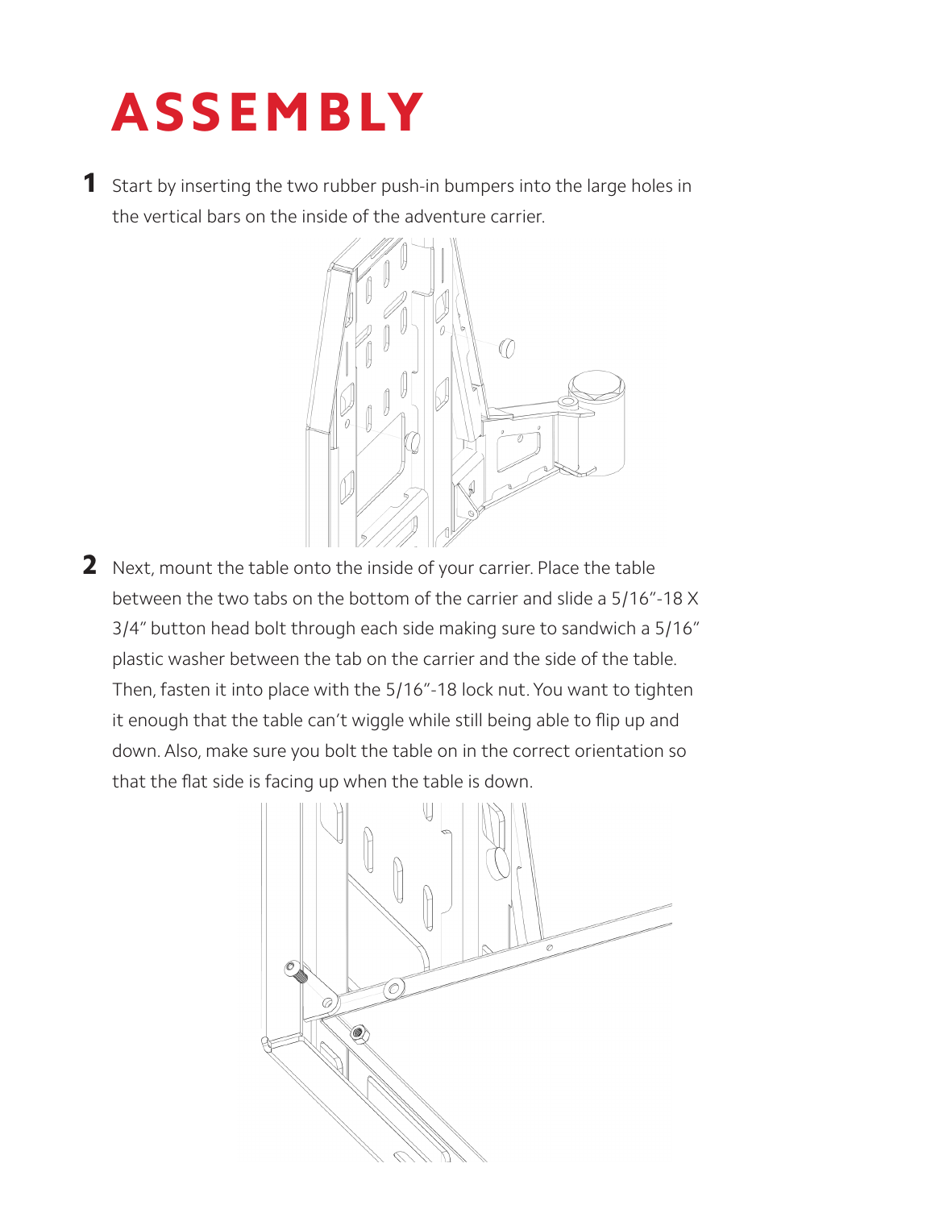# ASSEMBLY

1. Start by inserting the two rubber push-in bumpers into the large holes in the vertical bars on the inside of the adventure carrier.

2. Next, mount the table onto the inside of your carrier. Place the table between the two tabs on the bottom of the carrier and slide a 5/16"-18 X 3/4" button head bolt through each side making sure to sandwich a 5/16" plastic washer between the tab on the carrier and the side of the table. Then, fasten it into place with the 5/16"-18 lock nut. You want to tighten it enough that the table can't wiggle while still being able to flip up and down. Also, make sure you bolt the table on in the correct orientation so that the flat side is facing up when the table is down.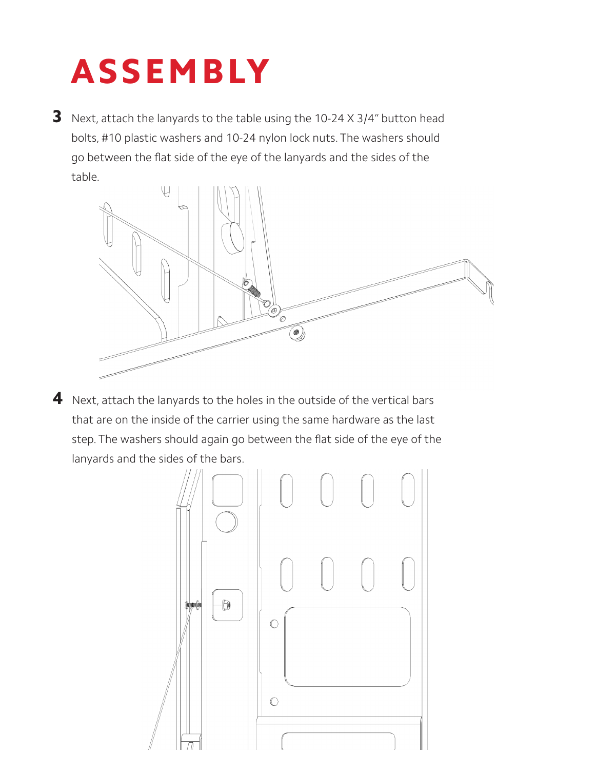# ASSEMBLY

3. Next, attach the lanyards to the table using the 10-24 X 3/4" button head bolts, #10 plastic washers and 10-24 nylon lock nuts. The washers should go between the flat side of the eye of the lanyards and the sides of the table.

4. Next, attach the lanyards to the holes in the outside of the vertical bars that are on the inside of the carrier using the same hardware as the last step. The washers should again go between the flat side of the eye of the lanyards and the sides of the bars.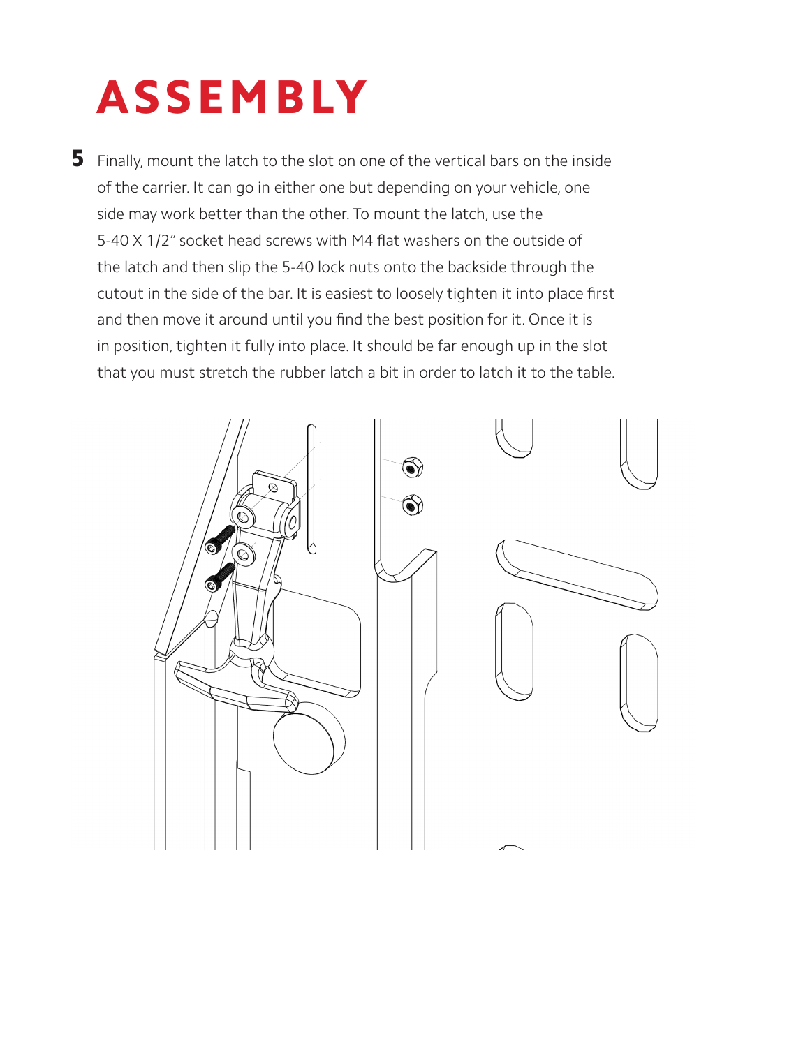# ASSEMBLY

**5** Finally, mount the latch to the slot on one of the vertical bars on the inside of the carrier. It can go in either one but depending on your vehicle, one side may work better than the other. To mount the latch, use the 5-40 X 1/2" socket head screws with M4 flat washers on the outside of the latch and then slip the 5-40 lock nuts onto the backside through the cutout in the side of the bar. It is easiest to loosely tighten it into place first and then move it around until you find the best position for it. Once it is in position, tighten it fully into place. It should be far enough up in the slot that you must stretch the rubber latch a bit in order to latch it to the table.